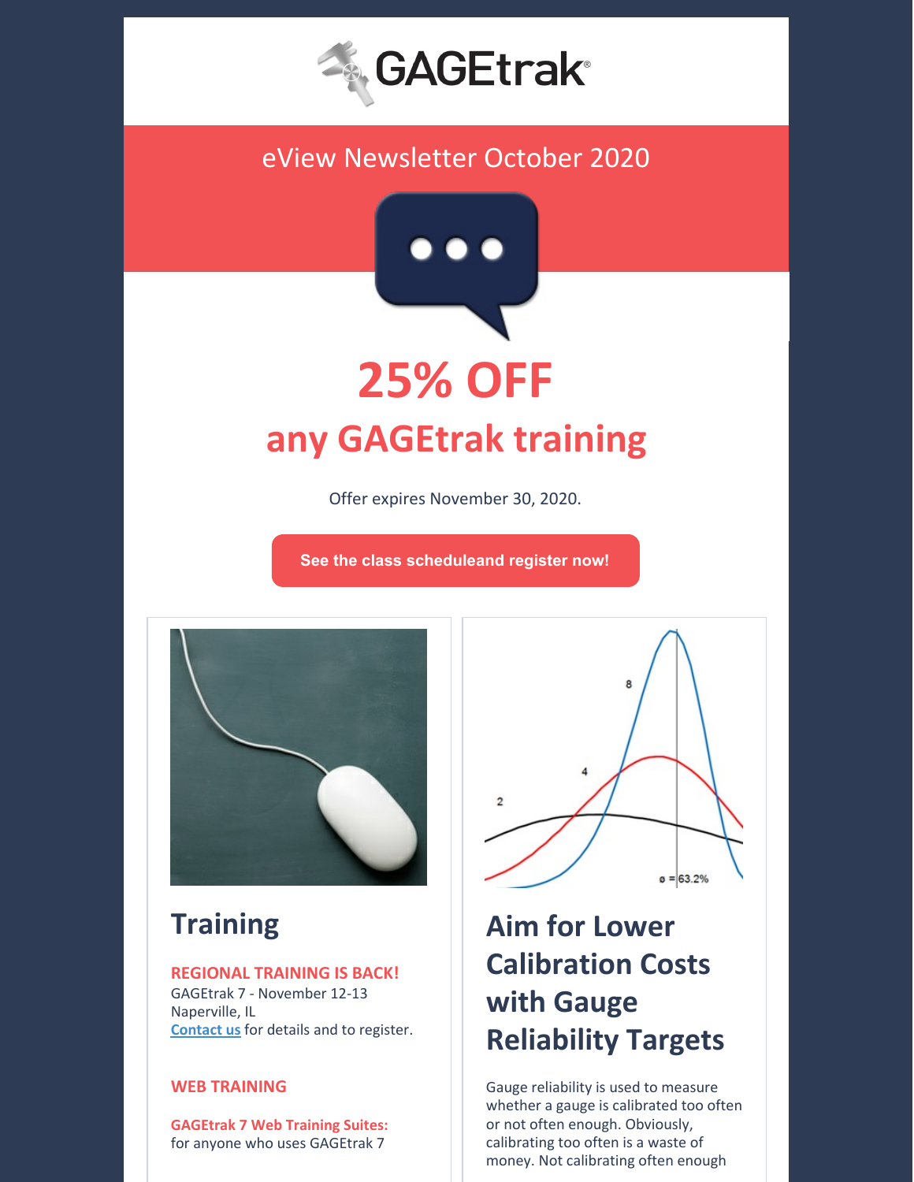GAGEtrak®

# eView Newsletter October 2020

# 25% OFF

## any GAGEtrak training

Offer expires November 30, 2020.

See the class scheduleand register now!

## Training

**REGIONAL TRAINING IS BACK!**
GAGEtrak 7 - November 12-13
Naperville, IL
Contact us for details and to register.

**WEB TRAINING**

**GAGEtrak 7 Web Training Suites:**
for anyone who uses GAGEtrak 7

## Aim for Lower Calibration Costs with Gauge Reliability Targets

Gauge reliability is used to measure whether a gauge is calibrated too often or not often enough. Obviously, calibrating too often is a waste of money. Not calibrating often enough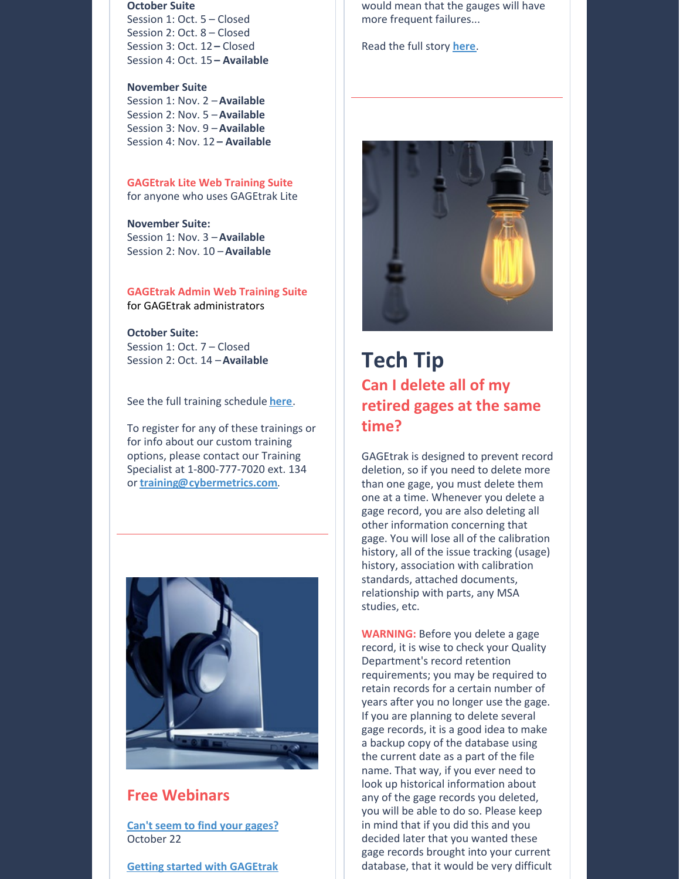**October Suite**
Session 1: Oct. 5 – Closed
Session 2: Oct. 8 – Closed
Session 3: Oct. 12 – Closed
Session 4: Oct. 15 – **Available**

**November Suite**
Session 1: Nov. 2 – **Available**
Session 2: Nov. 5 – **Available**
Session 3: Nov. 9 – **Available**
Session 4: Nov. 12 – **Available**

**GAGEtrak Lite Web Training Suite**
for anyone who uses GAGEtrak Lite

**November Suite:**
Session 1: Nov. 3 – **Available**
Session 2: Nov. 10 – **Available**

**GAGEtrak Admin Web Training Suite**
for GAGEtrak administrators

**October Suite:**
Session 1: Oct. 7 – Closed
Session 2: Oct. 14 – **Available**

See the full training schedule **here**.

To register for any of these trainings or for info about our custom training options, please contact our Training Specialist at 1-800-777-7020 ext. 134 or **training@cybermetrics.com**.

## Free Webinars

**Can't seem to find your gages?**
October 22

**Getting started with GAGEtrak**

would mean that the gauges will have more frequent failures...

Read the full story **here**.

# Tech Tip

## Can I delete all of my retired gages at the same time?

GAGEtrak is designed to prevent record deletion, so if you need to delete more than one gage, you must delete them one at a time. Whenever you delete a gage record, you are also deleting all other information concerning that gage. You will lose all of the calibration history, all of the issue tracking (usage) history, association with calibration standards, attached documents, relationship with parts, any MSA studies, etc.

**WARNING:** Before you delete a gage record, it is wise to check your Quality Department's record retention requirements; you may be required to retain records for a certain number of years after you no longer use the gage. If you are planning to delete several gage records, it is a good idea to make a backup copy of the database using the current date as a part of the file name. That way, if you ever need to look up historical information about any of the gage records you deleted, you will be able to do so. Please keep in mind that if you did this and you decided later that you wanted these gage records brought into your current database, that it would be very difficult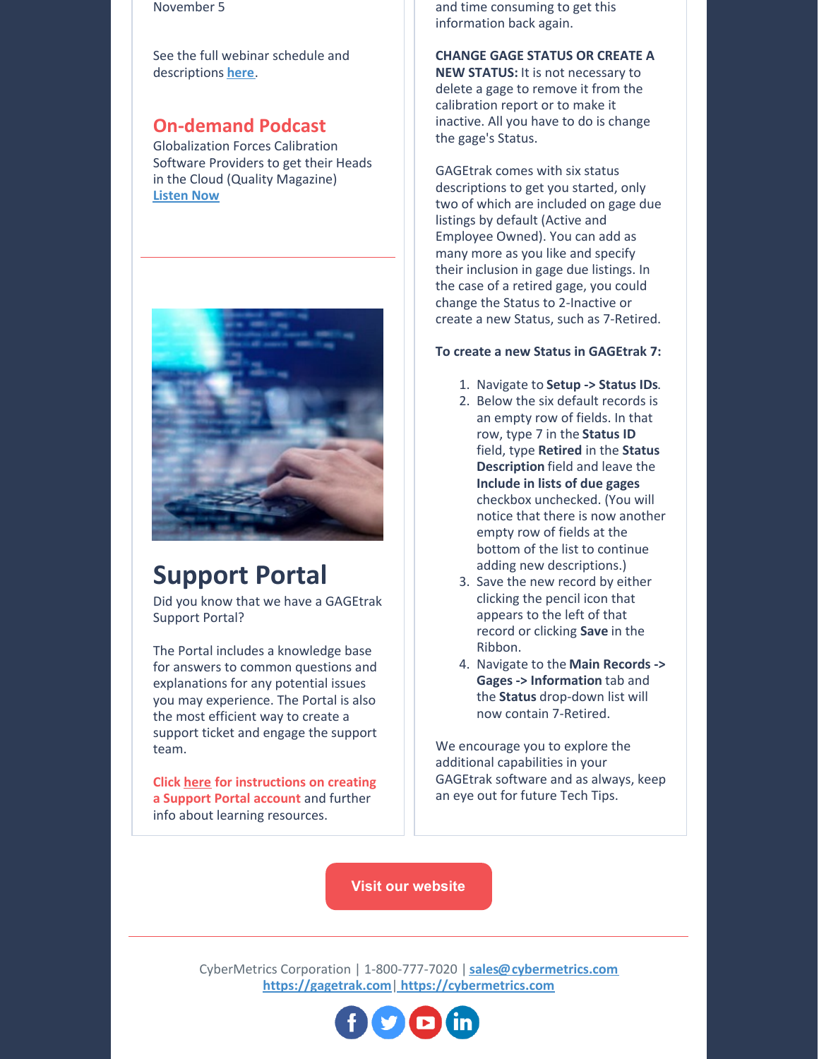November 5

See the full webinar schedule and descriptions **here**.

## On-demand Podcast

Globalization Forces Calibration Software Providers to get their Heads in the Cloud (Quality Magazine)
**Listen Now**

## Support Portal

Did you know that we have a GAGEtrak Support Portal?

The Portal includes a knowledge base for answers to common questions and explanations for any potential issues you may experience. The Portal is also the most efficient way to create a support ticket and engage the support team.

**Click here for instructions on creating a Support Portal account** and further info about learning resources.

and time consuming to get this information back again.

**CHANGE GAGE STATUS OR CREATE A NEW STATUS:** It is not necessary to delete a gage to remove it from the calibration report or to make it inactive. All you have to do is change the gage's Status.

GAGEtrak comes with six status descriptions to get you started, only two of which are included on gage due listings by default (Active and Employee Owned). You can add as many more as you like and specify their inclusion in gage due listings. In the case of a retired gage, you could change the Status to 2-Inactive or create a new Status, such as 7-Retired.

**To create a new Status in GAGEtrak 7:**

1. Navigate to **Setup -> Status IDs**.
2. Below the six default records is an empty row of fields. In that row, type 7 in the **Status ID** field, type **Retired** in the **Status Description** field and leave the **Include in lists of due gages** checkbox unchecked. (You will notice that there is now another empty row of fields at the bottom of the list to continue adding new descriptions.)
3. Save the new record by either clicking the pencil icon that appears to the left of that record or clicking **Save** in the Ribbon.
4. Navigate to the **Main Records -> Gages -> Information** tab and the **Status** drop-down list will now contain 7-Retired.

We encourage you to explore the additional capabilities in your GAGEtrak software and as always, keep an eye out for future Tech Tips.

**Visit our website**

CyberMetrics Corporation | 1-800-777-7020 | **sales@cybermetrics.com**
**https://gagetrak.com** | **https://cybermetrics.com**